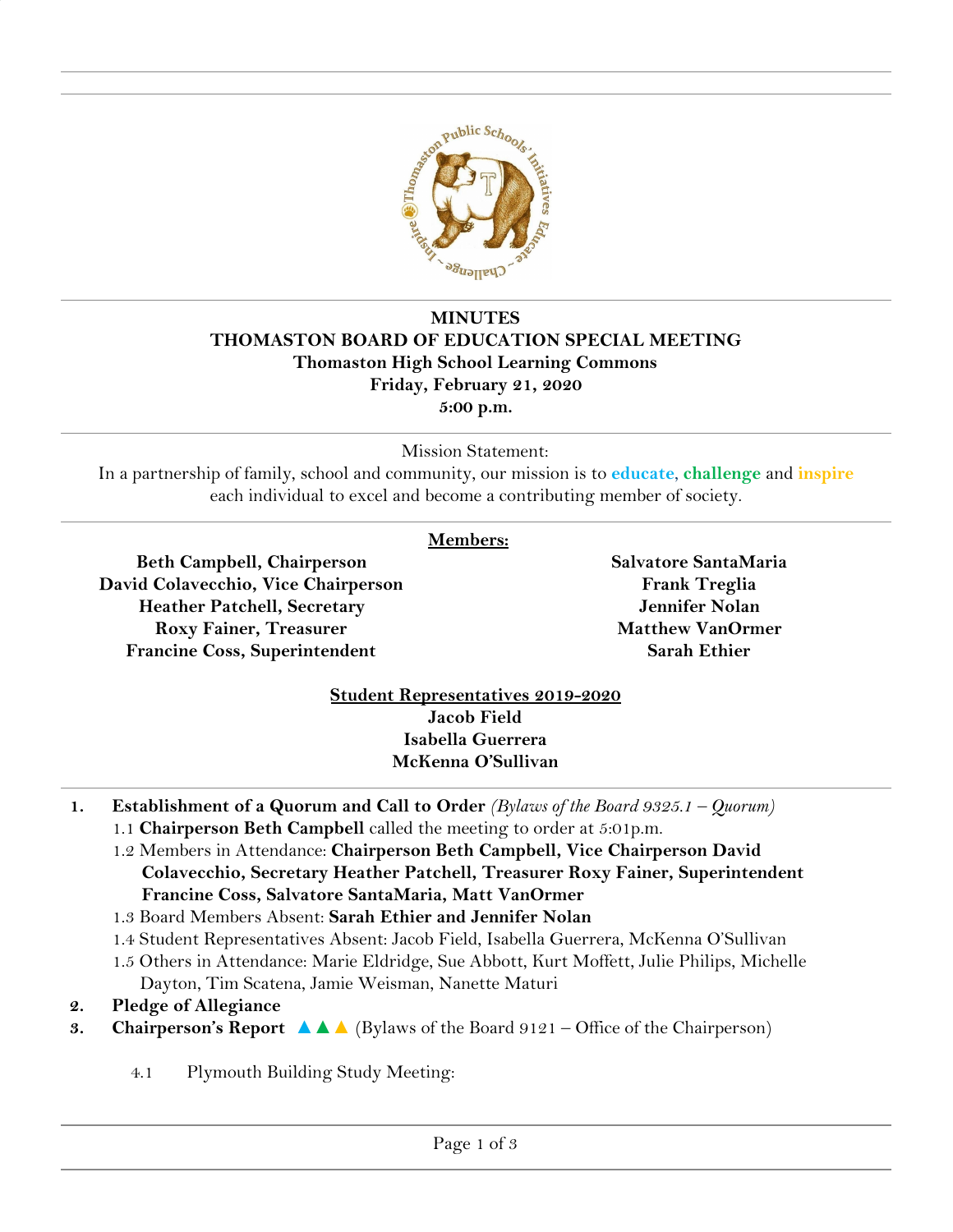**MINUTES**
**THOMASTON BOARD OF EDUCATION SPECIAL MEETING**
**Thomaston High School Learning Commons**
**Friday, February 21, 2020**
**5:00 p.m.**

Mission Statement:
In a partnership of family, school and community, our mission is to **educate**, **challenge** and **inspire** each individual to excel and become a contributing member of society.

**Members:**

**Beth Campbell, Chairperson**
**David Colavecchio, Vice Chairperson**
**Heather Patchell, Secretary**
**Roxy Fainer, Treasurer**
**Francine Coss, Superintendent**
**Salvatore SantaMaria**
**Frank Treglia**
**Jennifer Nolan**
**Matthew VanOrmer**
**Sarah Ethier**

**Student Representatives 2019-2020**
**Jacob Field**
**Isabella Guerrera**
**McKenna O'Sullivan**

1. **Establishment of a Quorum and Call to Order** *(Bylaws of the Board 9325.1 – Quorum)*
   - 1.1 **Chairperson Beth Campbell** called the meeting to order at 5:01p.m.
   - 1.2 Members in Attendance: **Chairperson Beth Campbell, Vice Chairperson David Colavecchio, Secretary Heather Patchell, Treasurer Roxy Fainer, Superintendent Francine Coss, Salvatore SantaMaria, Matt VanOrmer**
   - 1.3 Board Members Absent: **Sarah Ethier and Jennifer Nolan**
   - 1.4 Student Representatives Absent: Jacob Field, Isabella Guerrera, McKenna O'Sullivan
   - 1.5 Others in Attendance: Marie Eldridge, Sue Abbott, Kurt Moffett, Julie Philips, Michelle Dayton, Tim Scatena, Jamie Weisman, Nanette Maturi
2. **Pledge of Allegiance**
3. **Chairperson's Report** ▲▲▲ (Bylaws of the Board 9121 – Office of the Chairperson)

   4.1 Plymouth Building Study Meeting: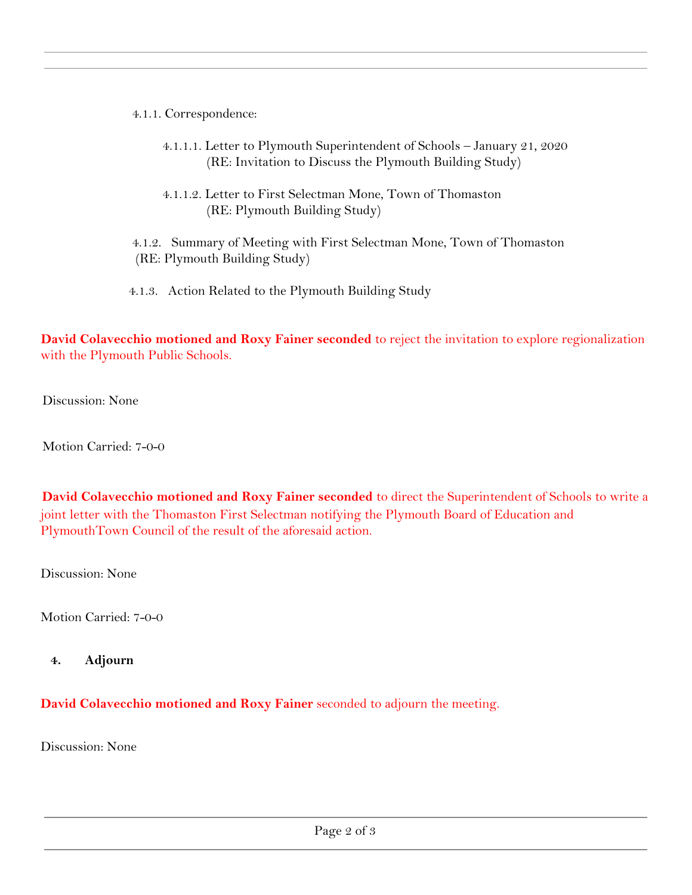4.1.1. Correspondence:

4.1.1.1. Letter to Plymouth Superintendent of Schools – January 21, 2020
(RE: Invitation to Discuss the Plymouth Building Study)

4.1.1.2. Letter to First Selectman Mone, Town of Thomaston
(RE: Plymouth Building Study)

4.1.2. Summary of Meeting with First Selectman Mone, Town of Thomaston
(RE: Plymouth Building Study)

4.1.3. Action Related to the Plymouth Building Study

**David Colavecchio motioned and Roxy Fainer seconded** to reject the invitation to explore regionalization with the Plymouth Public Schools.

Discussion: None

Motion Carried: 7-0-0

**David Colavecchio motioned and Roxy Fainer seconded** to direct the Superintendent of Schools to write a joint letter with the Thomaston First Selectman notifying the Plymouth Board of Education and PlymouthTown Council of the result of the aforesaid action.

Discussion: None

Motion Carried: 7-0-0

**4. Adjourn**

**David Colavecchio motioned and Roxy Fainer** seconded to adjourn the meeting.

Discussion: None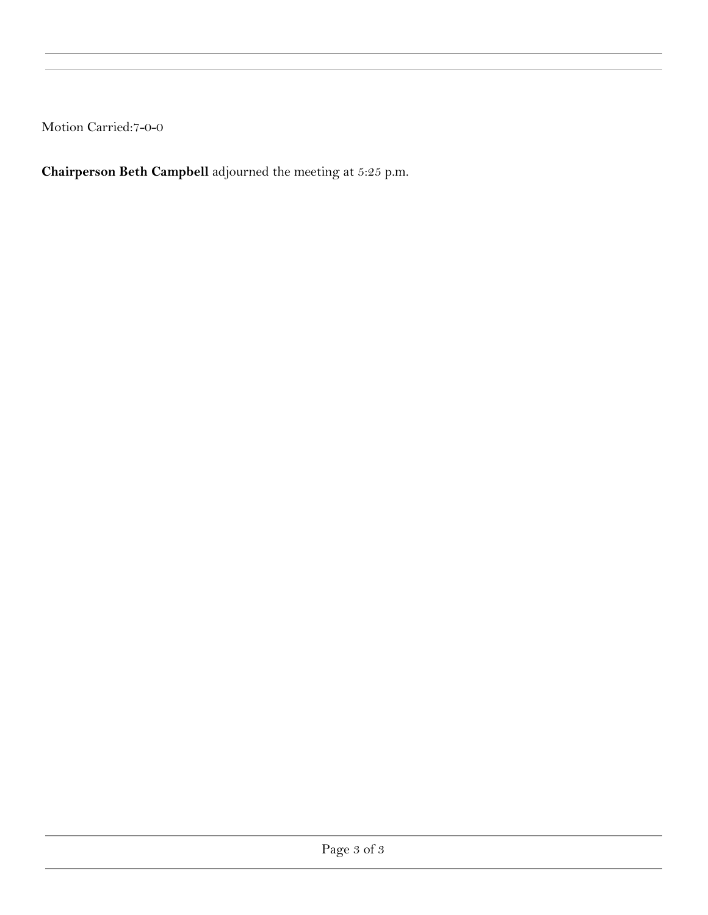Motion Carried:7-0-0

**Chairperson Beth Campbell** adjourned the meeting at 5:25 p.m.